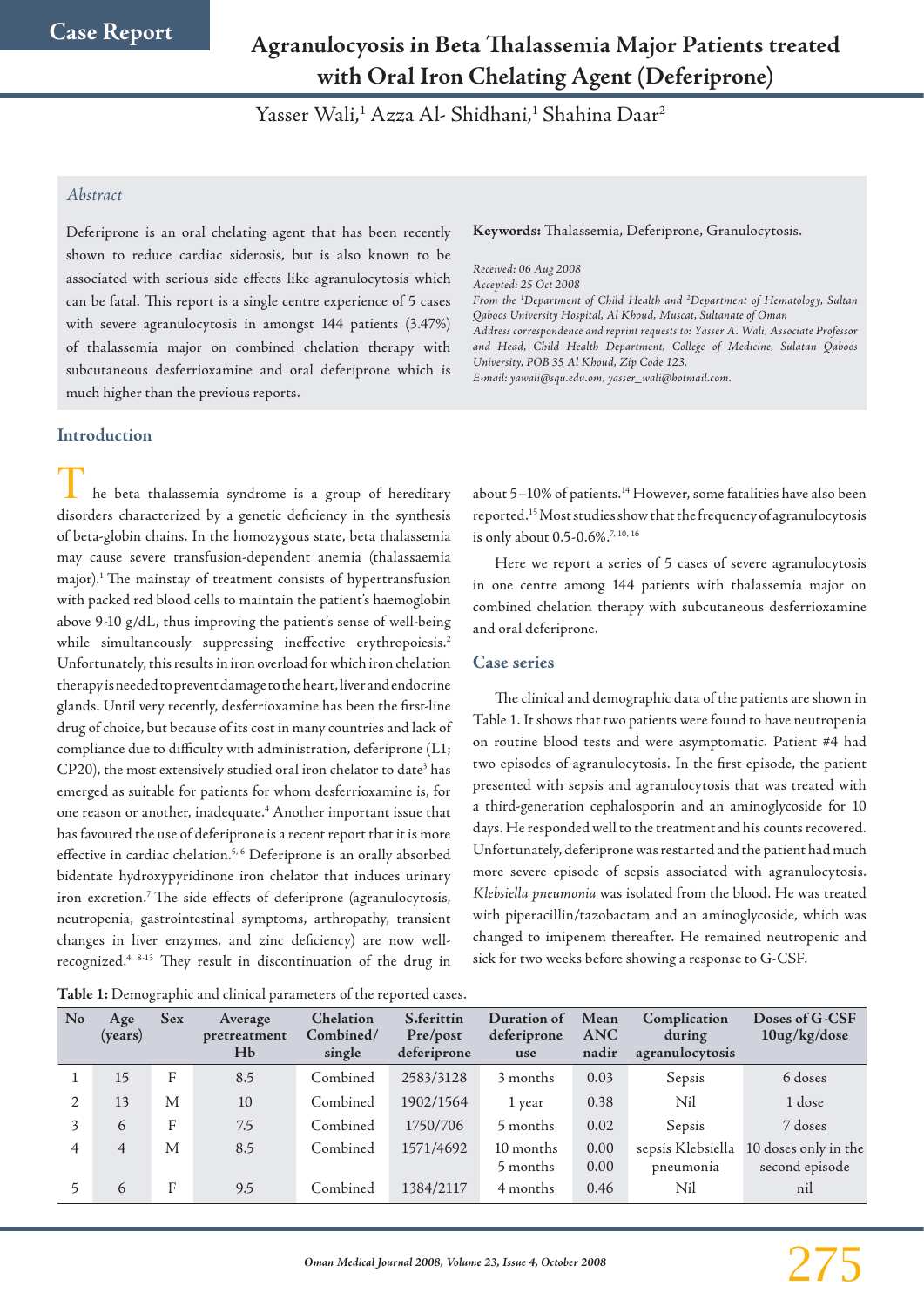Case Report

# Agranulocyosis in Beta Thalassemia Major Patients treated with Oral Iron Chelating Agent (Deferiprone)

Yasser Wali,[1] Azza Al- Shidhani,[1] Shahina Daar[2]

## Abstract

Deferiprone is an oral chelating agent that has been recently shown to reduce cardiac siderosis, but is also known to be associated with serious side effects like agranulocytosis which can be fatal. This report is a single centre experience of 5 cases with severe agranulocytosis in amongst 144 patients (3.47%) of thalassemia major on combined chelation therapy with subcutaneous desferrioxamine and oral deferiprone which is much higher than the previous reports.

**Keywords:** Thalassemia, Deferiprone, Granulocytosis.

*Received: 06 Aug 2008*
*Accepted: 25 Oct 2008*
*From the [1]Department of Child Health and [2]Department of Hematology, Sultan Qaboos University Hospital, Al Khoud, Muscat, Sultanate of Oman*
*Address correspondence and reprint requests to: Yasser A. Wali, Associate Professor and Head, Child Health Department, College of Medicine, Sultan Qaboos University, POB 35 Al Khoud, Zip Code 123.*
*E-mail: yawali@squ.edu.om, yasser_wali@hotmail.com.*

## Introduction

The beta thalassemia syndrome is a group of hereditary disorders characterized by a genetic deficiency in the synthesis of beta-globin chains. In the homozygous state, beta thalassemia may cause severe transfusion-dependent anemia (thalassaemia major).[1] The mainstay of treatment consists of hypertransfusion with packed red blood cells to maintain the patient's haemoglobin above 9-10 g/dL, thus improving the patient's sense of well-being while simultaneously suppressing ineffective erythropoiesis.[2] Unfortunately, this results in iron overload for which iron chelation therapy is needed to prevent damage to the heart, liver and endocrine glands. Until very recently, desferrioxamine has been the first-line drug of choice, but because of its cost in many countries and lack of compliance due to difficulty with administration, deferiprone (L1; CP20), the most extensively studied oral iron chelator to date[3] has emerged as suitable for patients for whom desferrioxamine is, for one reason or another, inadequate.[4] Another important issue that has favoured the use of deferiprone is a recent report that it is more effective in cardiac chelation.[5, 6] Deferiprone is an orally absorbed bidentate hydroxypyridinone iron chelator that induces urinary iron excretion.[7] The side effects of deferiprone (agranulocytosis, neutropenia, gastrointestinal symptoms, arthropathy, transient changes in liver enzymes, and zinc deficiency) are now well-recognized.[4, 8-13] They result in discontinuation of the drug in about 5–10% of patients.[14] However, some fatalities have also been reported.[15] Most studies show that the frequency of agranulocytosis is only about 0.5-0.6%.[7, 10, 16]

Here we report a series of 5 cases of severe agranulocytosis in one centre among 144 patients with thalassemia major on combined chelation therapy with subcutaneous desferrioxamine and oral deferiprone.

## Case series

The clinical and demographic data of the patients are shown in Table 1. It shows that two patients were found to have neutropenia on routine blood tests and were asymptomatic. Patient #4 had two episodes of agranulocytosis. In the first episode, the patient presented with sepsis and agranulocytosis that was treated with a third-generation cephalosporin and an aminoglycoside for 10 days. He responded well to the treatment and his counts recovered. Unfortunately, deferiprone was restarted and the patient had much more severe episode of sepsis associated with agranulocytosis. *Klebsiella pneumonia* was isolated from the blood. He was treated with piperacillin/tazobactam and an aminoglycoside, which was changed to imipenem thereafter. He remained neutropenic and sick for two weeks before showing a response to G-CSF.

**Table 1:** Demographic and clinical parameters of the reported cases.

| No | Age (years) | Sex | Average pretreatment Hb | Chelation Combined/ single | S.ferittin Pre/post deferiprone | Duration of deferiprone use | Mean ANC nadir | Complication during agranulocytosis | Doses of G-CSF 10ug/kg/dose |
|---|---|---|---|---|---|---|---|---|---|
| 1 | 15 | F | 8.5 | Combined | 2583/3128 | 3 months | 0.03 | Sepsis | 6 doses |
| 2 | 13 | M | 10 | Combined | 1902/1564 | 1 year | 0.38 | Nil | 1 dose |
| 3 | 6 | F | 7.5 | Combined | 1750/706 | 5 months | 0.02 | Sepsis | 7 doses |
| 4 | 4 | M | 8.5 | Combined | 1571/4692 | 10 months<br>5 months | 0.00<br>0.00 | sepsis Klebsiella pneumonia | 10 doses only in the second episode |
| 5 | 6 | F | 9.5 | Combined | 1384/2117 | 4 months | 0.46 | Nil | nil |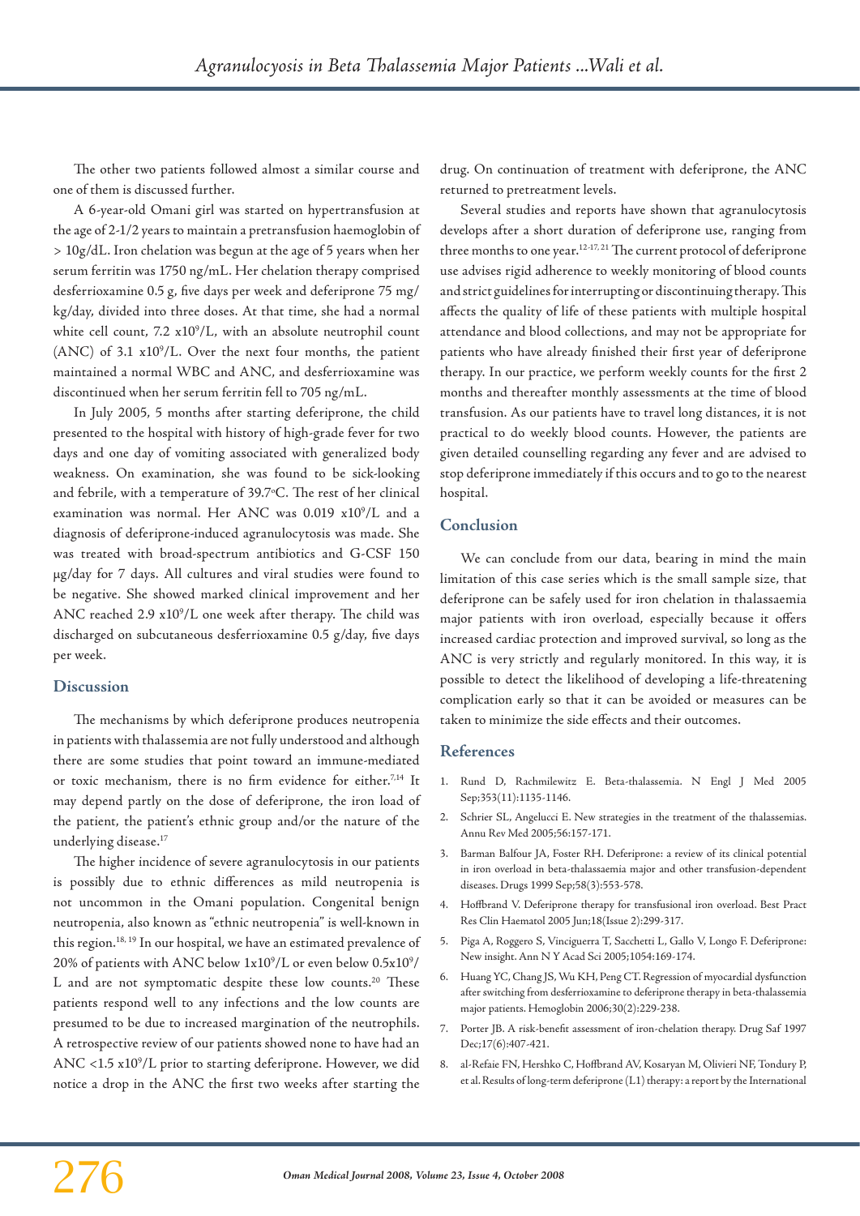The other two patients followed almost a similar course and one of them is discussed further.

A 6-year-old Omani girl was started on hypertransfusion at the age of 2-1/2 years to maintain a pretransfusion haemoglobin of > 10g/dL. Iron chelation was begun at the age of 5 years when her serum ferritin was 1750 ng/mL. Her chelation therapy comprised desferrioxamine 0.5 g, five days per week and deferiprone 75 mg/kg/day, divided into three doses. At that time, she had a normal white cell count, 7.2 $x10^9$/L, with an absolute neutrophil count (ANC) of 3.1 $x10^9$/L. Over the next four months, the patient maintained a normal WBC and ANC, and desferrioxamine was discontinued when her serum ferritin fell to 705 ng/mL.

In July 2005, 5 months after starting deferiprone, the child presented to the hospital with history of high-grade fever for two days and one day of vomiting associated with generalized body weakness. On examination, she was found to be sick-looking and febrile, with a temperature of 39.7ºC. The rest of her clinical examination was normal. Her ANC was 0.019 $x10^9$/L and a diagnosis of deferiprone-induced agranulocytosis was made. She was treated with broad-spectrum antibiotics and G-CSF 150 μg/day for 7 days. All cultures and viral studies were found to be negative. She showed marked clinical improvement and her ANC reached 2.9 $x10^9$/L one week after therapy. The child was discharged on subcutaneous desferrioxamine 0.5 g/day, five days per week.

## Discussion

The mechanisms by which deferiprone produces neutropenia in patients with thalassemia are not fully understood and although there are some studies that point toward an immune-mediated or toxic mechanism, there is no firm evidence for either.[7,14] It may depend partly on the dose of deferiprone, the iron load of the patient, the patient's ethnic group and/or the nature of the underlying disease.[17]

The higher incidence of severe agranulocytosis in our patients is possibly due to ethnic differences as mild neutropenia is not uncommon in the Omani population. Congenital benign neutropenia, also known as "ethnic neutropenia" is well-known in this region.[18, 19] In our hospital, we have an estimated prevalence of 20% of patients with ANC below $1x10^9$/L or even below $0.5x10^9$/L and are not symptomatic despite these low counts.[20] These patients respond well to any infections and the low counts are presumed to be due to increased margination of the neutrophils. A retrospective review of our patients showed none to have had an ANC <1.5 $x10^9$/L prior to starting deferiprone. However, we did notice a drop in the ANC the first two weeks after starting the drug. On continuation of treatment with deferiprone, the ANC returned to pretreatment levels.

Several studies and reports have shown that agranulocytosis develops after a short duration of deferiprone use, ranging from three months to one year.[12-17, 21] The current protocol of deferiprone use advises rigid adherence to weekly monitoring of blood counts and strict guidelines for interrupting or discontinuing therapy. This affects the quality of life of these patients with multiple hospital attendance and blood collections, and may not be appropriate for patients who have already finished their first year of deferiprone therapy. In our practice, we perform weekly counts for the first 2 months and thereafter monthly assessments at the time of blood transfusion. As our patients have to travel long distances, it is not practical to do weekly blood counts. However, the patients are given detailed counselling regarding any fever and are advised to stop deferiprone immediately if this occurs and to go to the nearest hospital.

## Conclusion

We can conclude from our data, bearing in mind the main limitation of this case series which is the small sample size, that deferiprone can be safely used for iron chelation in thalassaemia major patients with iron overload, especially because it offers increased cardiac protection and improved survival, so long as the ANC is very strictly and regularly monitored. In this way, it is possible to detect the likelihood of developing a life-threatening complication early so that it can be avoided or measures can be taken to minimize the side effects and their outcomes.

## References

1. Rund D, Rachmilewitz E. Beta-thalassemia. N Engl J Med 2005 Sep;353(11):1135-1146.
2. Schrier SL, Angelucci E. New strategies in the treatment of the thalassemias. Annu Rev Med 2005;56:157-171.
3. Barman Balfour JA, Foster RH. Deferiprone: a review of its clinical potential in iron overload in beta-thalassaemia major and other transfusion-dependent diseases. Drugs 1999 Sep;58(3):553-578.
4. Hoffbrand V. Deferiprone therapy for transfusional iron overload. Best Pract Res Clin Haematol 2005 Jun;18(Issue 2):299-317.
5. Piga A, Roggero S, Vinciguerra T, Sacchetti L, Gallo V, Longo F. Deferiprone: New insight. Ann N Y Acad Sci 2005;1054:169-174.
6. Huang YC, Chang JS, Wu KH, Peng CT. Regression of myocardial dysfunction after switching from desferrioxamine to deferiprone therapy in beta-thalassemia major patients. Hemoglobin 2006;30(2):229-238.
7. Porter JB. A risk-benefit assessment of iron-chelation therapy. Drug Saf 1997 Dec;17(6):407-421.
8. al-Refaie FN, Hershko C, Hoffbrand AV, Kosaryan M, Olivieri NF, Tondury P, et al. Results of long-term deferiprone (L1) therapy: a report by the International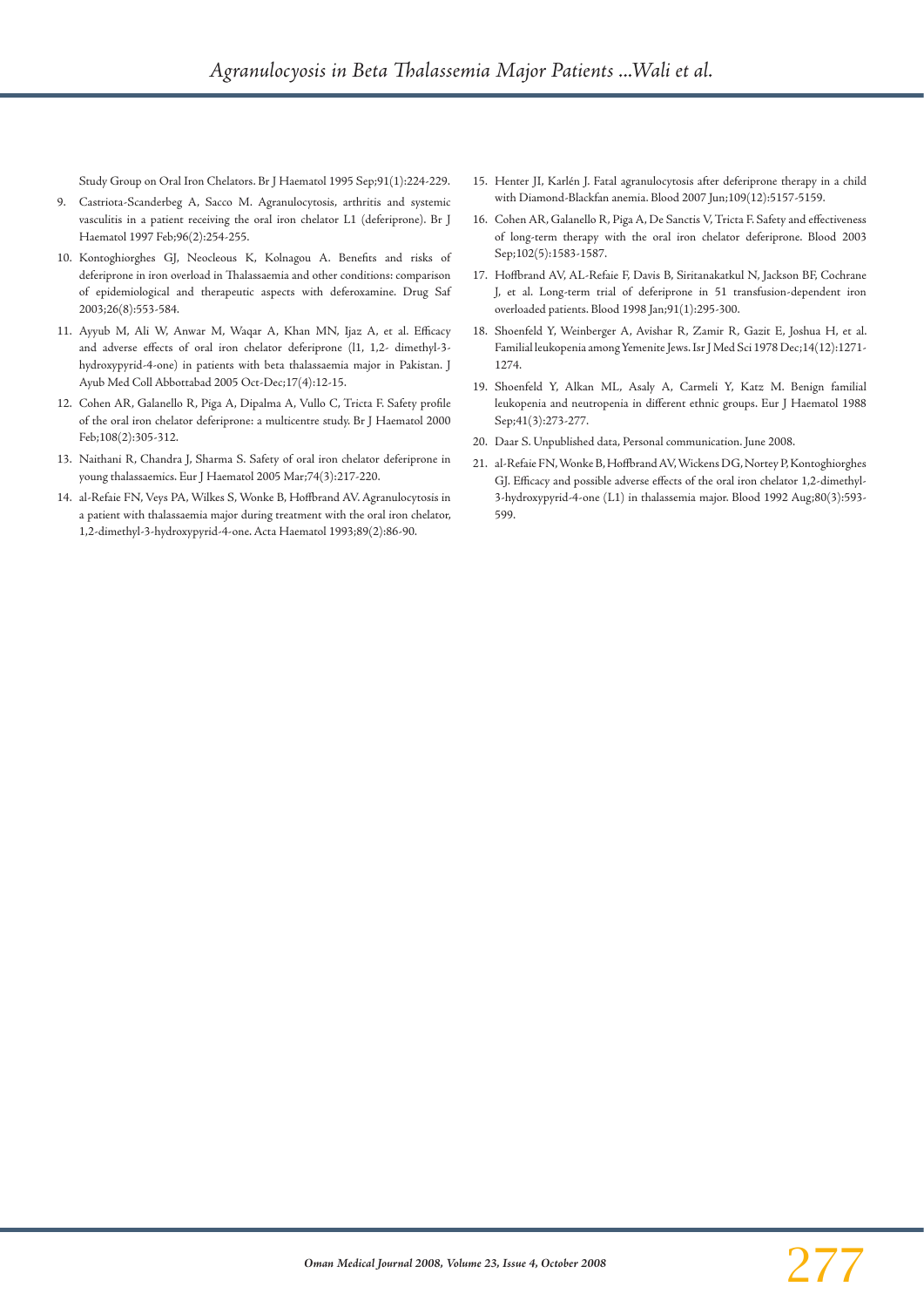Study Group on Oral Iron Chelators. Br J Haematol 1995 Sep;91(1):224-229.

9. Castriota-Scanderbeg A, Sacco M. Agranulocytosis, arthritis and systemic vasculitis in a patient receiving the oral iron chelator L1 (deferiprone). Br J Haematol 1997 Feb;96(2):254-255.

10. Kontoghiorghes GJ, Neocleous K, Kolnagou A. Benefits and risks of deferiprone in iron overload in Thalassaemia and other conditions: comparison of epidemiological and therapeutic aspects with deferoxamine. Drug Saf 2003;26(8):553-584.

11. Ayyub M, Ali W, Anwar M, Waqar A, Khan MN, Ijaz A, et al. Efficacy and adverse effects of oral iron chelator deferiprone (l1, 1,2- dimethyl-3-hydroxypyrid-4-one) in patients with beta thalassaemia major in Pakistan. J Ayub Med Coll Abbottabad 2005 Oct-Dec;17(4):12-15.

12. Cohen AR, Galanello R, Piga A, Dipalma A, Vullo C, Tricta F. Safety profile of the oral iron chelator deferiprone: a multicentre study. Br J Haematol 2000 Feb;108(2):305-312.

13. Naithani R, Chandra J, Sharma S. Safety of oral iron chelator deferiprone in young thalassaemics. Eur J Haematol 2005 Mar;74(3):217-220.

14. al-Refaie FN, Veys PA, Wilkes S, Wonke B, Hoffbrand AV. Agranulocytosis in a patient with thalassaemia major during treatment with the oral iron chelator, 1,2-dimethyl-3-hydroxypyrid-4-one. Acta Haematol 1993;89(2):86-90.

15. Henter JI, Karlén J. Fatal agranulocytosis after deferiprone therapy in a child with Diamond-Blackfan anemia. Blood 2007 Jun;109(12):5157-5159.

16. Cohen AR, Galanello R, Piga A, De Sanctis V, Tricta F. Safety and effectiveness of long-term therapy with the oral iron chelator deferiprone. Blood 2003 Sep;102(5):1583-1587.

17. Hoffbrand AV, AL-Refaie F, Davis B, Siritanakatkul N, Jackson BF, Cochrane J, et al. Long-term trial of deferiprone in 51 transfusion-dependent iron overloaded patients. Blood 1998 Jan;91(1):295-300.

18. Shoenfeld Y, Weinberger A, Avishar R, Zamir R, Gazit E, Joshua H, et al. Familial leukopenia among Yemenite Jews. Isr J Med Sci 1978 Dec;14(12):1271-1274.

19. Shoenfeld Y, Alkan ML, Asaly A, Carmeli Y, Katz M. Benign familial leukopenia and neutropenia in different ethnic groups. Eur J Haematol 1988 Sep;41(3):273-277.

20. Daar S. Unpublished data, Personal communication. June 2008.

21. al-Refaie FN, Wonke B, Hoffbrand AV, Wickens DG, Nortey P, Kontoghiorghes GJ. Efficacy and possible adverse effects of the oral iron chelator 1,2-dimethyl-3-hydroxypyrid-4-one (L1) in thalassemia major. Blood 1992 Aug;80(3):593-599.